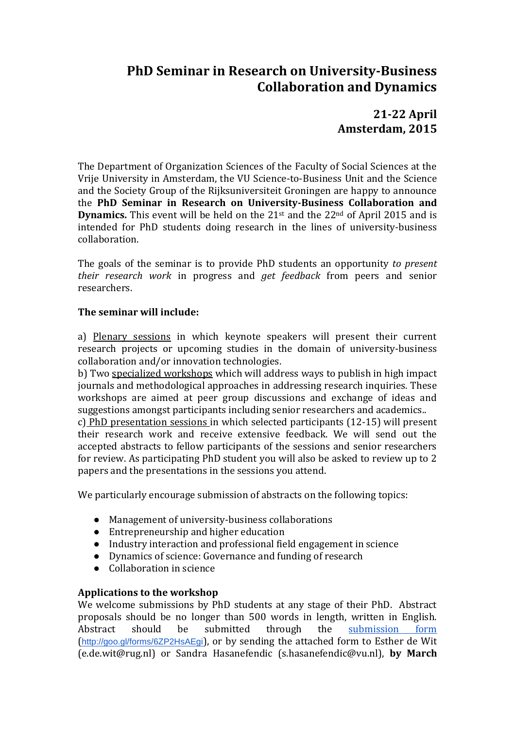# PhD Seminar in Research on University-Business Collaboration and Dynamics

## 21-22 April Amsterdam, 2015

The Department of Organization Sciences of the Faculty of Social Sciences at the Vrije University in Amsterdam, the VU Science-to-Business Unit and the Science and the Society Group of the Rijksuniversiteit Groningen are happy to announce the **PhD Seminar in Research on University-Business Collaboration and Dynamics.** This event will be held on the 21st and the 22nd of April 2015 and is intended for PhD students doing research in the lines of university-business collaboration.

The goals of the seminar is to provide PhD students an opportunity *to present their research work* in progress and *get feedback* from peers and senior researchers.

**The seminar will include:**

a) Plenary sessions in which keynote speakers will present their current research projects or upcoming studies in the domain of university-business collaboration and/or innovation technologies.
b) Two specialized workshops which will address ways to publish in high impact journals and methodological approaches in addressing research inquiries. These workshops are aimed at peer group discussions and exchange of ideas and suggestions amongst participants including senior researchers and academics..
c) PhD presentation sessions in which selected participants (12-15) will present their research work and receive extensive feedback. We will send out the accepted abstracts to fellow participants of the sessions and senior researchers for review. As participating PhD student you will also be asked to review up to 2 papers and the presentations in the sessions you attend.

We particularly encourage submission of abstracts on the following topics:

- Management of university-business collaborations
- Entrepreneurship and higher education
- Industry interaction and professional field engagement in science
- Dynamics of science: Governance and funding of research
- Collaboration in science

**Applications to the workshop**
We welcome submissions by PhD students at any stage of their PhD. Abstract proposals should be no longer than 500 words in length, written in English. Abstract should be submitted through the [submission form](http://goo.gl/forms/6ZP2HsAEgi) (http://goo.gl/forms/6ZP2HsAEgi), or by sending the attached form to Esther de Wit (e.de.wit@rug.nl) or Sandra Hasanefendic (s.hasanefendic@vu.nl), **by March**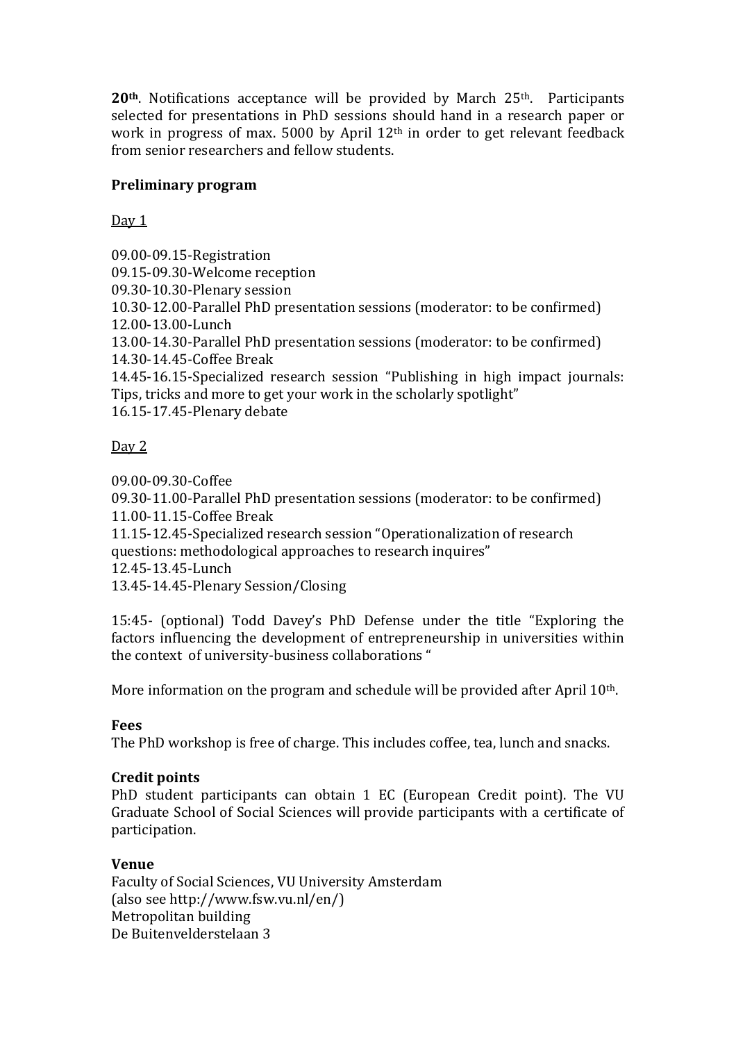**20th**. Notifications acceptance will be provided by March 25th. Participants selected for presentations in PhD sessions should hand in a research paper or work in progress of max. 5000 by April 12th in order to get relevant feedback from senior researchers and fellow students.

**Preliminary program**

Day 1

09.00-09.15-Registration
09.15-09.30-Welcome reception
09.30-10.30-Plenary session
10.30-12.00-Parallel PhD presentation sessions (moderator: to be confirmed)
12.00-13.00-Lunch
13.00-14.30-Parallel PhD presentation sessions (moderator: to be confirmed)
14.30-14.45-Coffee Break
14.45-16.15-Specialized research session "Publishing in high impact journals: Tips, tricks and more to get your work in the scholarly spotlight"
16.15-17.45-Plenary debate

Day 2

09.00-09.30-Coffee
09.30-11.00-Parallel PhD presentation sessions (moderator: to be confirmed)
11.00-11.15-Coffee Break
11.15-12.45-Specialized research session "Operationalization of research questions: methodological approaches to research inquires"
12.45-13.45-Lunch
13.45-14.45-Plenary Session/Closing

15:45- (optional) Todd Davey's PhD Defense under the title "Exploring the factors influencing the development of entrepreneurship in universities within the context of university-business collaborations "

More information on the program and schedule will be provided after April 10th.

**Fees**
The PhD workshop is free of charge. This includes coffee, tea, lunch and snacks.

**Credit points**
PhD student participants can obtain 1 EC (European Credit point). The VU Graduate School of Social Sciences will provide participants with a certificate of participation.

**Venue**
Faculty of Social Sciences, VU University Amsterdam
(also see http://www.fsw.vu.nl/en/)
Metropolitan building
De Buitenvelderstelaan 3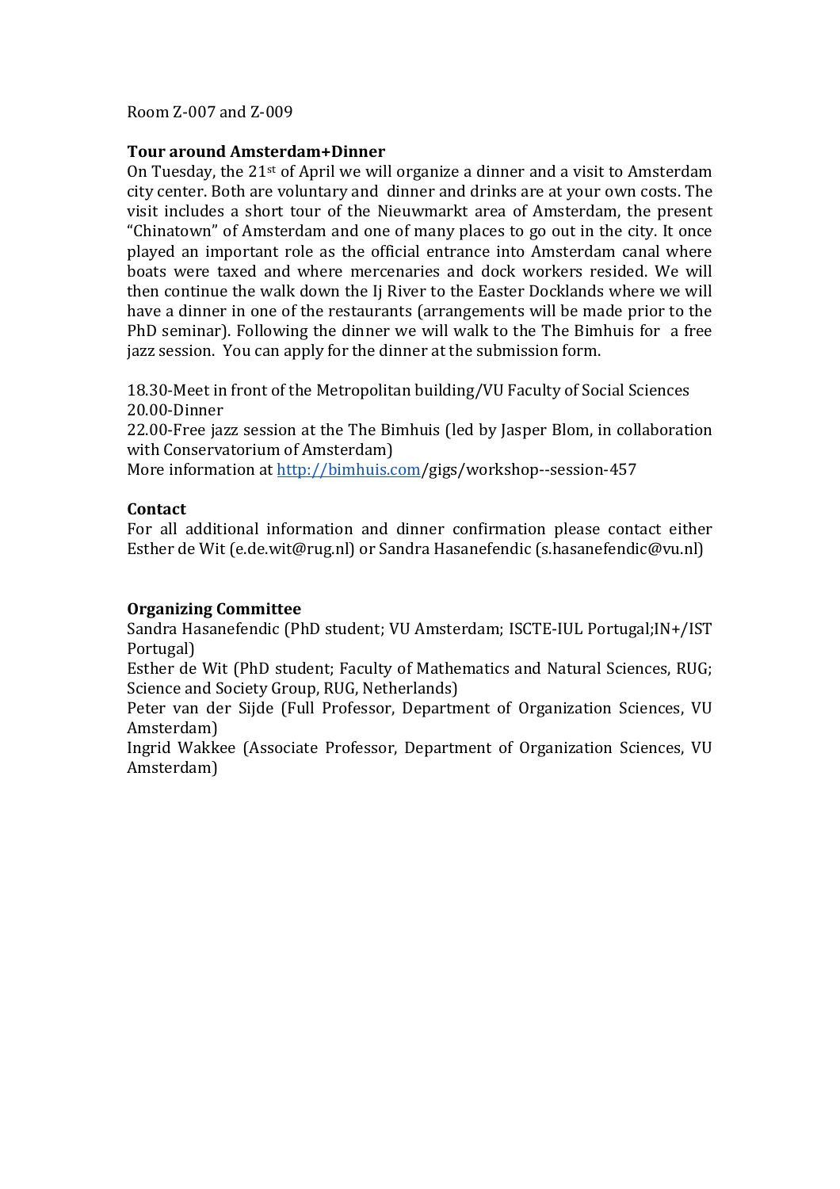Room Z-007 and Z-009

**Tour around Amsterdam+Dinner**

On Tuesday, the 21st of April we will organize a dinner and a visit to Amsterdam city center. Both are voluntary and dinner and drinks are at your own costs. The visit includes a short tour of the Nieuwmarkt area of Amsterdam, the present "Chinatown" of Amsterdam and one of many places to go out in the city. It once played an important role as the official entrance into Amsterdam canal where boats were taxed and where mercenaries and dock workers resided. We will then continue the walk down the Ij River to the Easter Docklands where we will have a dinner in one of the restaurants (arrangements will be made prior to the PhD seminar). Following the dinner we will walk to the The Bimhuis for a free jazz session. You can apply for the dinner at the submission form.

18.30-Meet in front of the Metropolitan building/VU Faculty of Social Sciences
20.00-Dinner
22.00-Free jazz session at the The Bimhuis (led by Jasper Blom, in collaboration with Conservatorium of Amsterdam)
More information at http://bimhuis.com/gigs/workshop--session-457

**Contact**

For all additional information and dinner confirmation please contact either Esther de Wit (e.de.wit@rug.nl) or Sandra Hasanefendic (s.hasanefendic@vu.nl)

**Organizing Committee**

Sandra Hasanefendic (PhD student; VU Amsterdam; ISCTE-IUL Portugal;IN+/IST Portugal)
Esther de Wit (PhD student; Faculty of Mathematics and Natural Sciences, RUG; Science and Society Group, RUG, Netherlands)
Peter van der Sijde (Full Professor, Department of Organization Sciences, VU Amsterdam)
Ingrid Wakkee (Associate Professor, Department of Organization Sciences, VU Amsterdam)